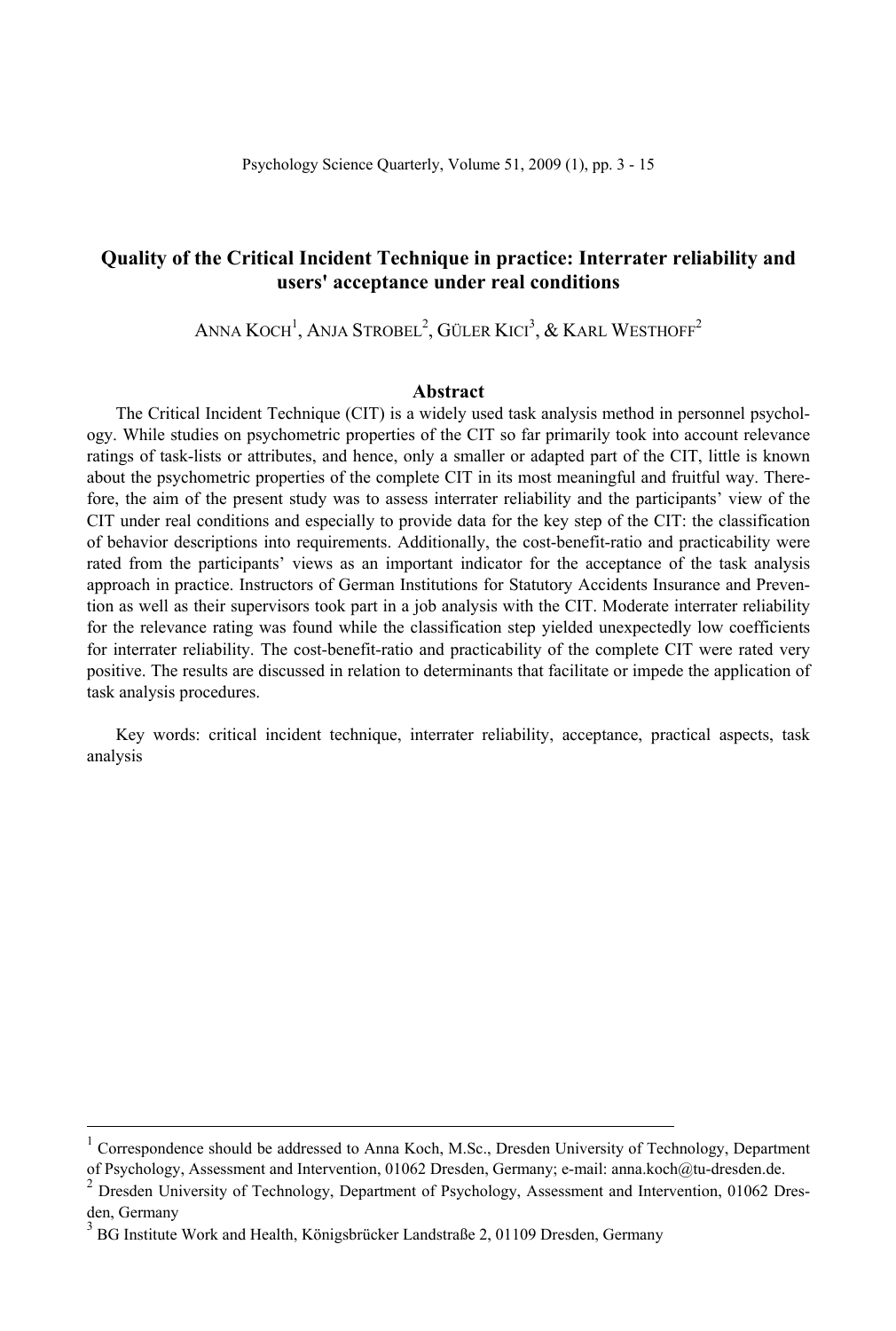# Quality of the Critical Incident Technique in practice: Interrater reliability and users' acceptance under real conditions

ANNA KOCH[1], ANJA STROBEL[2], GÜLER KICI[3], & KARL WESTHOFF[2]

## Abstract

The Critical Incident Technique (CIT) is a widely used task analysis method in personnel psychology. While studies on psychometric properties of the CIT so far primarily took into account relevance ratings of task-lists or attributes, and hence, only a smaller or adapted part of the CIT, little is known about the psychometric properties of the complete CIT in its most meaningful and fruitful way. Therefore, the aim of the present study was to assess interrater reliability and the participants' view of the CIT under real conditions and especially to provide data for the key step of the CIT: the classification of behavior descriptions into requirements. Additionally, the cost-benefit-ratio and practicability were rated from the participants' views as an important indicator for the acceptance of the task analysis approach in practice. Instructors of German Institutions for Statutory Accidents Insurance and Prevention as well as their supervisors took part in a job analysis with the CIT. Moderate interrater reliability for the relevance rating was found while the classification step yielded unexpectedly low coefficients for interrater reliability. The cost-benefit-ratio and practicability of the complete CIT were rated very positive. The results are discussed in relation to determinants that facilitate or impede the application of task analysis procedures.

Key words: critical incident technique, interrater reliability, acceptance, practical aspects, task analysis

---

[1] Correspondence should be addressed to Anna Koch, M.Sc., Dresden University of Technology, Department of Psychology, Assessment and Intervention, 01062 Dresden, Germany; e-mail: anna.koch@tu-dresden.de.

[2] Dresden University of Technology, Department of Psychology, Assessment and Intervention, 01062 Dresden, Germany

[3] BG Institute Work and Health, Königsbrücker Landstraße 2, 01109 Dresden, Germany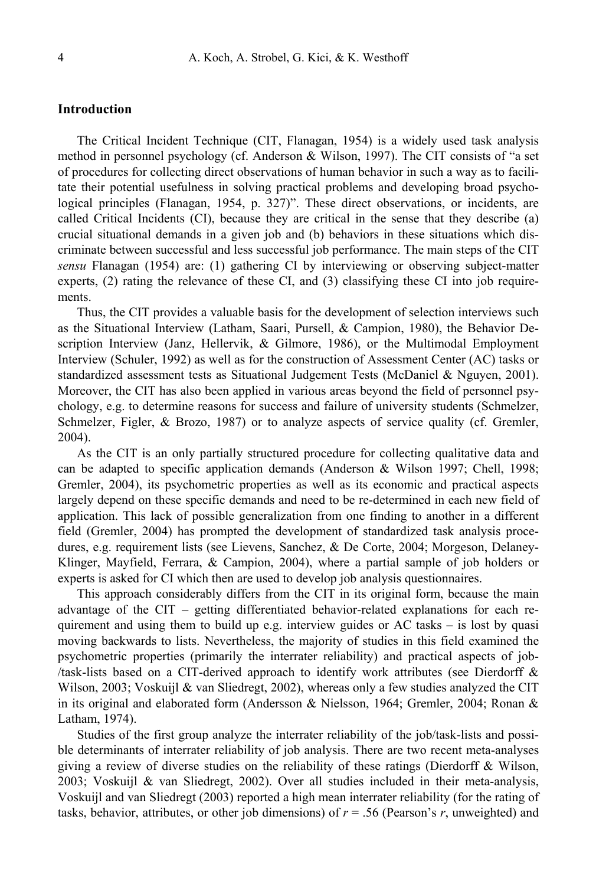## Introduction

The Critical Incident Technique (CIT, Flanagan, 1954) is a widely used task analysis method in personnel psychology (cf. Anderson & Wilson, 1997). The CIT consists of "a set of procedures for collecting direct observations of human behavior in such a way as to facilitate their potential usefulness in solving practical problems and developing broad psychological principles (Flanagan, 1954, p. 327)". These direct observations, or incidents, are called Critical Incidents (CI), because they are critical in the sense that they describe (a) crucial situational demands in a given job and (b) behaviors in these situations which discriminate between successful and less successful job performance. The main steps of the CIT *sensu* Flanagan (1954) are: (1) gathering CI by interviewing or observing subject-matter experts, (2) rating the relevance of these CI, and (3) classifying these CI into job requirements.

Thus, the CIT provides a valuable basis for the development of selection interviews such as the Situational Interview (Latham, Saari, Pursell, & Campion, 1980), the Behavior Description Interview (Janz, Hellervik, & Gilmore, 1986), or the Multimodal Employment Interview (Schuler, 1992) as well as for the construction of Assessment Center (AC) tasks or standardized assessment tests as Situational Judgement Tests (McDaniel & Nguyen, 2001). Moreover, the CIT has also been applied in various areas beyond the field of personnel psychology, e.g. to determine reasons for success and failure of university students (Schmelzer, Schmelzer, Figler, & Brozo, 1987) or to analyze aspects of service quality (cf. Gremler, 2004).

As the CIT is an only partially structured procedure for collecting qualitative data and can be adapted to specific application demands (Anderson & Wilson 1997; Chell, 1998; Gremler, 2004), its psychometric properties as well as its economic and practical aspects largely depend on these specific demands and need to be re-determined in each new field of application. This lack of possible generalization from one finding to another in a different field (Gremler, 2004) has prompted the development of standardized task analysis procedures, e.g. requirement lists (see Lievens, Sanchez, & De Corte, 2004; Morgeson, Delaney-Klinger, Mayfield, Ferrara, & Campion, 2004), where a partial sample of job holders or experts is asked for CI which then are used to develop job analysis questionnaires.

This approach considerably differs from the CIT in its original form, because the main advantage of the CIT – getting differentiated behavior-related explanations for each requirement and using them to build up e.g. interview guides or AC tasks – is lost by quasi moving backwards to lists. Nevertheless, the majority of studies in this field examined the psychometric properties (primarily the interrater reliability) and practical aspects of job-/task-lists based on a CIT-derived approach to identify work attributes (see Dierdorff & Wilson, 2003; Voskuijl & van Sliedregt, 2002), whereas only a few studies analyzed the CIT in its original and elaborated form (Andersson & Nielsson, 1964; Gremler, 2004; Ronan & Latham, 1974).

Studies of the first group analyze the interrater reliability of the job/task-lists and possible determinants of interrater reliability of job analysis. There are two recent meta-analyses giving a review of diverse studies on the reliability of these ratings (Dierdorff & Wilson, 2003; Voskuijl & van Sliedregt, 2002). Over all studies included in their meta-analysis, Voskuijl and van Sliedregt (2003) reported a high mean interrater reliability (for the rating of tasks, behavior, attributes, or other job dimensions) of $r = .56$ (Pearson's $r$, unweighted) and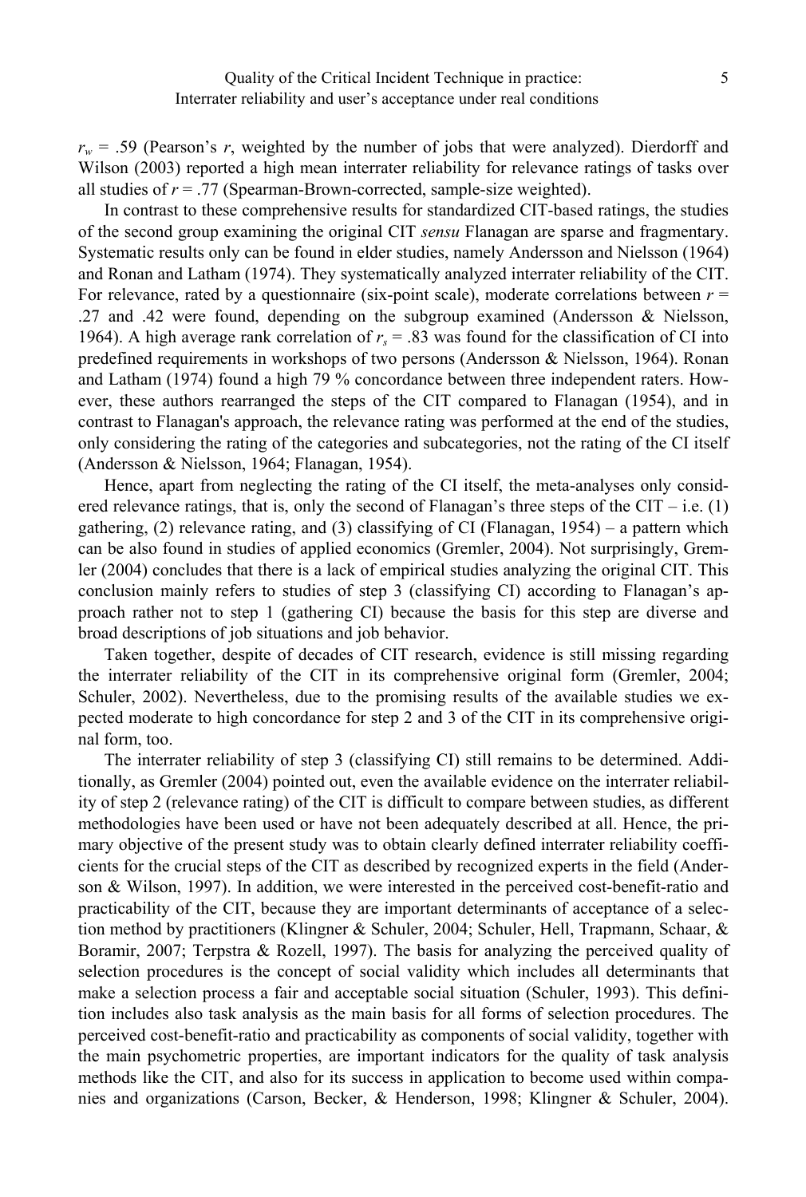$r_w$ = .59 (Pearson's *r*, weighted by the number of jobs that were analyzed). Dierdorff and Wilson (2003) reported a high mean interrater reliability for relevance ratings of tasks over all studies of *r* = .77 (Spearman-Brown-corrected, sample-size weighted).

In contrast to these comprehensive results for standardized CIT-based ratings, the studies of the second group examining the original CIT *sensu* Flanagan are sparse and fragmentary. Systematic results only can be found in elder studies, namely Andersson and Nielsson (1964) and Ronan and Latham (1974). They systematically analyzed interrater reliability of the CIT. For relevance, rated by a questionnaire (six-point scale), moderate correlations between *r* = .27 and .42 were found, depending on the subgroup examined (Andersson & Nielsson, 1964). A high average rank correlation of $r_s$ = .83 was found for the classification of CI into predefined requirements in workshops of two persons (Andersson & Nielsson, 1964). Ronan and Latham (1974) found a high 79 % concordance between three independent raters. However, these authors rearranged the steps of the CIT compared to Flanagan (1954), and in contrast to Flanagan's approach, the relevance rating was performed at the end of the studies, only considering the rating of the categories and subcategories, not the rating of the CI itself (Andersson & Nielsson, 1964; Flanagan, 1954).

Hence, apart from neglecting the rating of the CI itself, the meta-analyses only considered relevance ratings, that is, only the second of Flanagan's three steps of the CIT – i.e. (1) gathering, (2) relevance rating, and (3) classifying of CI (Flanagan, 1954) – a pattern which can be also found in studies of applied economics (Gremler, 2004). Not surprisingly, Gremler (2004) concludes that there is a lack of empirical studies analyzing the original CIT. This conclusion mainly refers to studies of step 3 (classifying CI) according to Flanagan's approach rather not to step 1 (gathering CI) because the basis for this step are diverse and broad descriptions of job situations and job behavior.

Taken together, despite of decades of CIT research, evidence is still missing regarding the interrater reliability of the CIT in its comprehensive original form (Gremler, 2004; Schuler, 2002). Nevertheless, due to the promising results of the available studies we expected moderate to high concordance for step 2 and 3 of the CIT in its comprehensive original form, too.

The interrater reliability of step 3 (classifying CI) still remains to be determined. Additionally, as Gremler (2004) pointed out, even the available evidence on the interrater reliability of step 2 (relevance rating) of the CIT is difficult to compare between studies, as different methodologies have been used or have not been adequately described at all. Hence, the primary objective of the present study was to obtain clearly defined interrater reliability coefficients for the crucial steps of the CIT as described by recognized experts in the field (Anderson & Wilson, 1997). In addition, we were interested in the perceived cost-benefit-ratio and practicability of the CIT, because they are important determinants of acceptance of a selection method by practitioners (Klingner & Schuler, 2004; Schuler, Hell, Trapmann, Schaar, & Boramir, 2007; Terpstra & Rozell, 1997). The basis for analyzing the perceived quality of selection procedures is the concept of social validity which includes all determinants that make a selection process a fair and acceptable social situation (Schuler, 1993). This definition includes also task analysis as the main basis for all forms of selection procedures. The perceived cost-benefit-ratio and practicability as components of social validity, together with the main psychometric properties, are important indicators for the quality of task analysis methods like the CIT, and also for its success in application to become used within companies and organizations (Carson, Becker, & Henderson, 1998; Klingner & Schuler, 2004).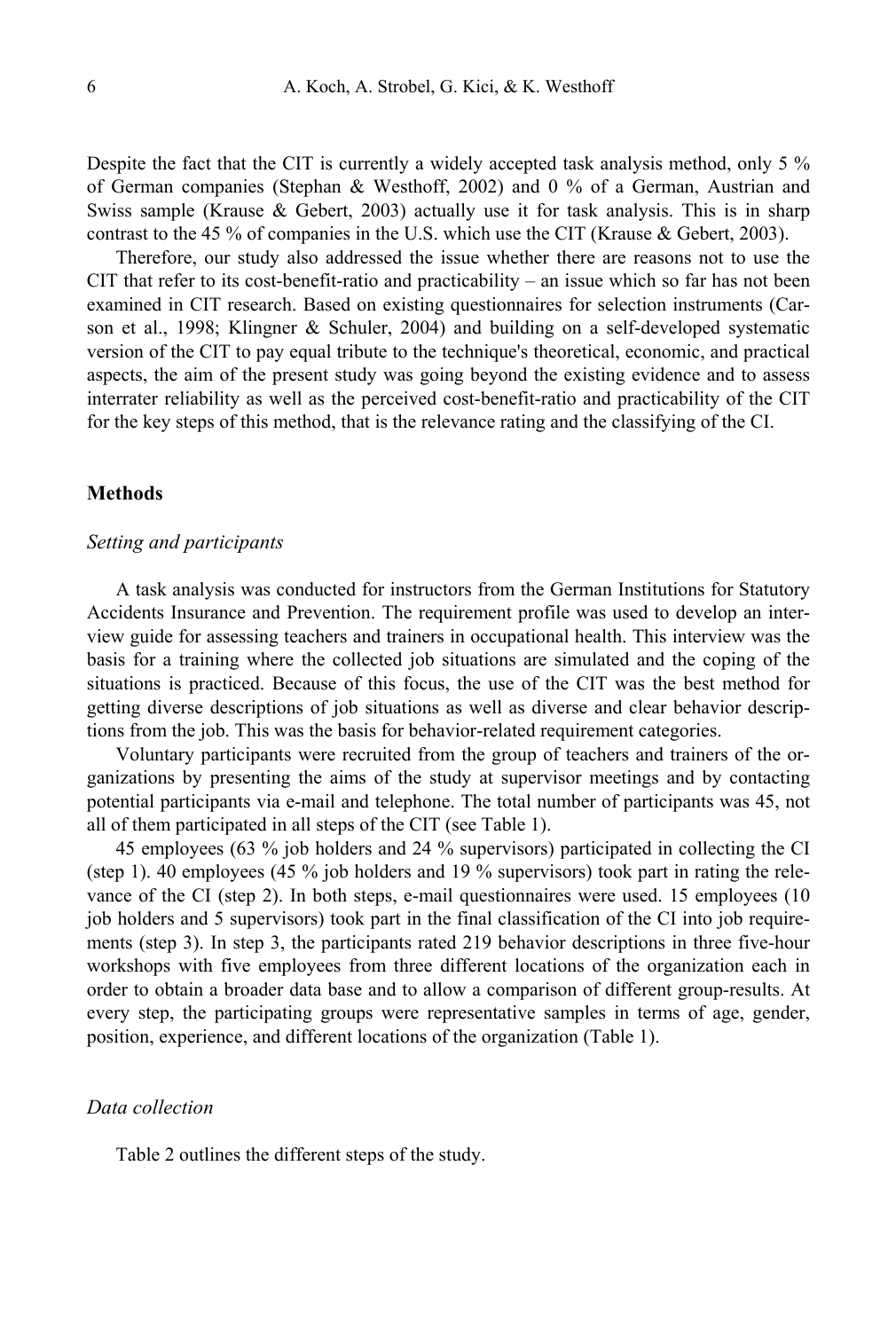Despite the fact that the CIT is currently a widely accepted task analysis method, only 5 % of German companies (Stephan & Westhoff, 2002) and 0 % of a German, Austrian and Swiss sample (Krause & Gebert, 2003) actually use it for task analysis. This is in sharp contrast to the 45 % of companies in the U.S. which use the CIT (Krause & Gebert, 2003).

Therefore, our study also addressed the issue whether there are reasons not to use the CIT that refer to its cost-benefit-ratio and practicability – an issue which so far has not been examined in CIT research. Based on existing questionnaires for selection instruments (Carson et al., 1998; Klingner & Schuler, 2004) and building on a self-developed systematic version of the CIT to pay equal tribute to the technique's theoretical, economic, and practical aspects, the aim of the present study was going beyond the existing evidence and to assess interrater reliability as well as the perceived cost-benefit-ratio and practicability of the CIT for the key steps of this method, that is the relevance rating and the classifying of the CI.

## Methods

### *Setting and participants*

A task analysis was conducted for instructors from the German Institutions for Statutory Accidents Insurance and Prevention. The requirement profile was used to develop an interview guide for assessing teachers and trainers in occupational health. This interview was the basis for a training where the collected job situations are simulated and the coping of the situations is practiced. Because of this focus, the use of the CIT was the best method for getting diverse descriptions of job situations as well as diverse and clear behavior descriptions from the job. This was the basis for behavior-related requirement categories.

Voluntary participants were recruited from the group of teachers and trainers of the organizations by presenting the aims of the study at supervisor meetings and by contacting potential participants via e-mail and telephone. The total number of participants was 45, not all of them participated in all steps of the CIT (see Table 1).

45 employees (63 % job holders and 24 % supervisors) participated in collecting the CI (step 1). 40 employees (45 % job holders and 19 % supervisors) took part in rating the relevance of the CI (step 2). In both steps, e-mail questionnaires were used. 15 employees (10 job holders and 5 supervisors) took part in the final classification of the CI into job requirements (step 3). In step 3, the participants rated 219 behavior descriptions in three five-hour workshops with five employees from three different locations of the organization each in order to obtain a broader data base and to allow a comparison of different group-results. At every step, the participating groups were representative samples in terms of age, gender, position, experience, and different locations of the organization (Table 1).

### *Data collection*

Table 2 outlines the different steps of the study.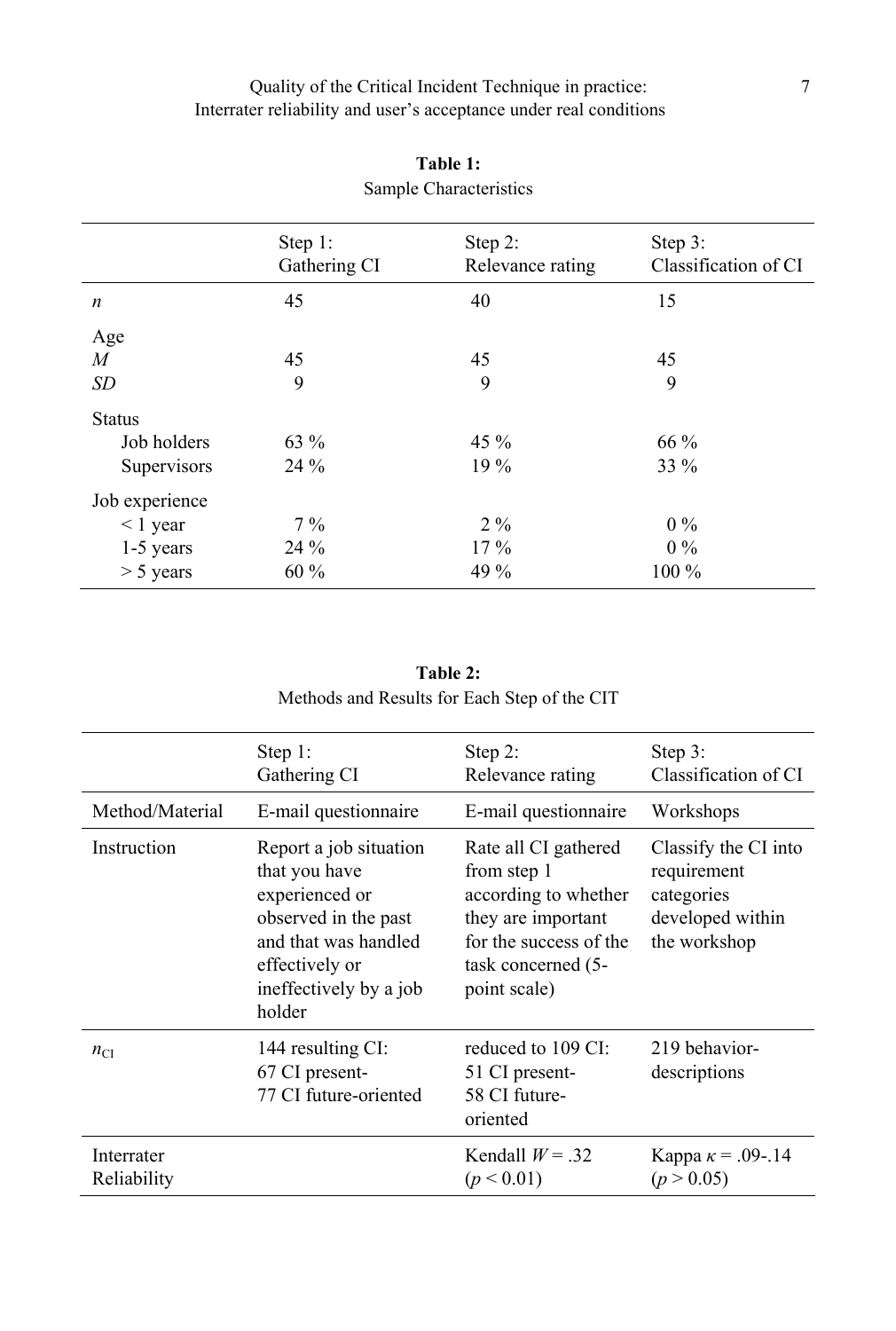**Table 1:**
Sample Characteristics

| | Step 1: Gathering CI | Step 2: Relevance rating | Step 3: Classification of CI |
|---|---|---|---|
| *n* | 45 | 40 | 15 |
| Age | | | |
| *M* | 45 | 45 | 45 |
| *SD* | 9 | 9 | 9 |
| Status | | | |
| Job holders | 63 % | 45 % | 66 % |
| Supervisors | 24 % | 19 % | 33 % |
| Job experience | | | |
| < 1 year | 7 % | 2 % | 0 % |
| 1-5 years | 24 % | 17 % | 0 % |
| > 5 years | 60 % | 49 % | 100 % |

**Table 2:**
Methods and Results for Each Step of the CIT

| | Step 1: Gathering CI | Step 2: Relevance rating | Step 3: Classification of CI |
|---|---|---|---|
| Method/Material | E-mail questionnaire | E-mail questionnaire | Workshops |
| Instruction | Report a job situation that you have experienced or observed in the past and that was handled effectively or ineffectively by a job holder | Rate all CI gathered from step 1 according to whether they are important for the success of the task concerned (5-point scale) | Classify the CI into requirement categories developed within the workshop |
| $n_{CI}$ | 144 resulting CI: 67 CI present- 77 CI future-oriented | reduced to 109 CI: 51 CI present- 58 CI future-oriented | 219 behavior-descriptions |
| Interrater Reliability | | Kendall $W = .32$ ($p < 0.01$) | Kappa $\kappa = .09$-$.14$ ($p > 0.05$) |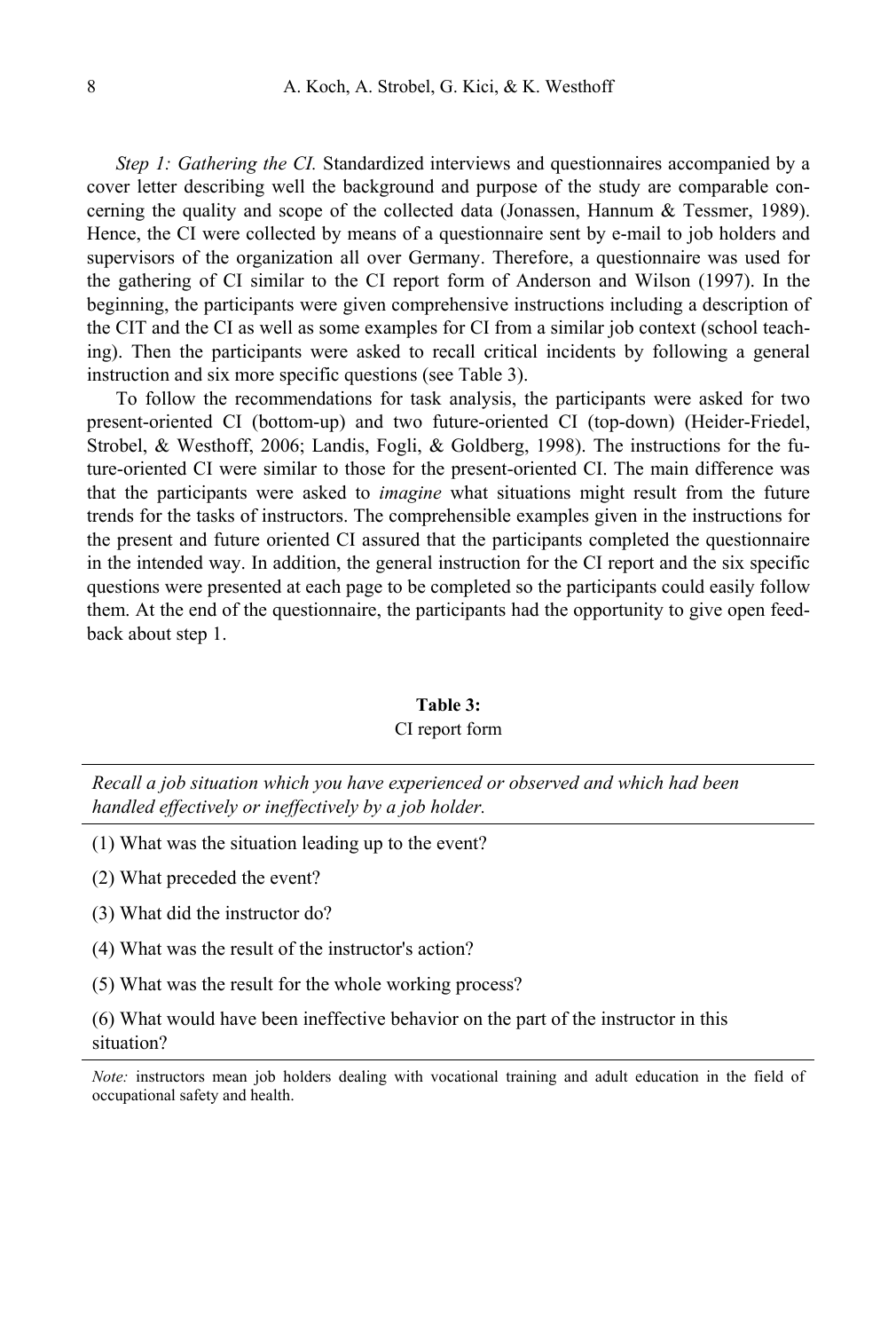*Step 1: Gathering the CI.* Standardized interviews and questionnaires accompanied by a cover letter describing well the background and purpose of the study are comparable concerning the quality and scope of the collected data (Jonassen, Hannum & Tessmer, 1989). Hence, the CI were collected by means of a questionnaire sent by e-mail to job holders and supervisors of the organization all over Germany. Therefore, a questionnaire was used for the gathering of CI similar to the CI report form of Anderson and Wilson (1997). In the beginning, the participants were given comprehensive instructions including a description of the CIT and the CI as well as some examples for CI from a similar job context (school teaching). Then the participants were asked to recall critical incidents by following a general instruction and six more specific questions (see Table 3).

To follow the recommendations for task analysis, the participants were asked for two present-oriented CI (bottom-up) and two future-oriented CI (top-down) (Heider-Friedel, Strobel, & Westhoff, 2006; Landis, Fogli, & Goldberg, 1998). The instructions for the future-oriented CI were similar to those for the present-oriented CI. The main difference was that the participants were asked to *imagine* what situations might result from the future trends for the tasks of instructors. The comprehensible examples given in the instructions for the present and future oriented CI assured that the participants completed the questionnaire in the intended way. In addition, the general instruction for the CI report and the six specific questions were presented at each page to be completed so the participants could easily follow them. At the end of the questionnaire, the participants had the opportunity to give open feedback about step 1.

**Table 3:**
CI report form

| *Recall a job situation which you have experienced or observed and which had been handled effectively or ineffectively by a job holder.* |
|---|
| (1) What was the situation leading up to the event? |
| (2) What preceded the event? |
| (3) What did the instructor do? |
| (4) What was the result of the instructor's action? |
| (5) What was the result for the whole working process? |
| (6) What would have been ineffective behavior on the part of the instructor in this situation? |

*Note:* instructors mean job holders dealing with vocational training and adult education in the field of occupational safety and health.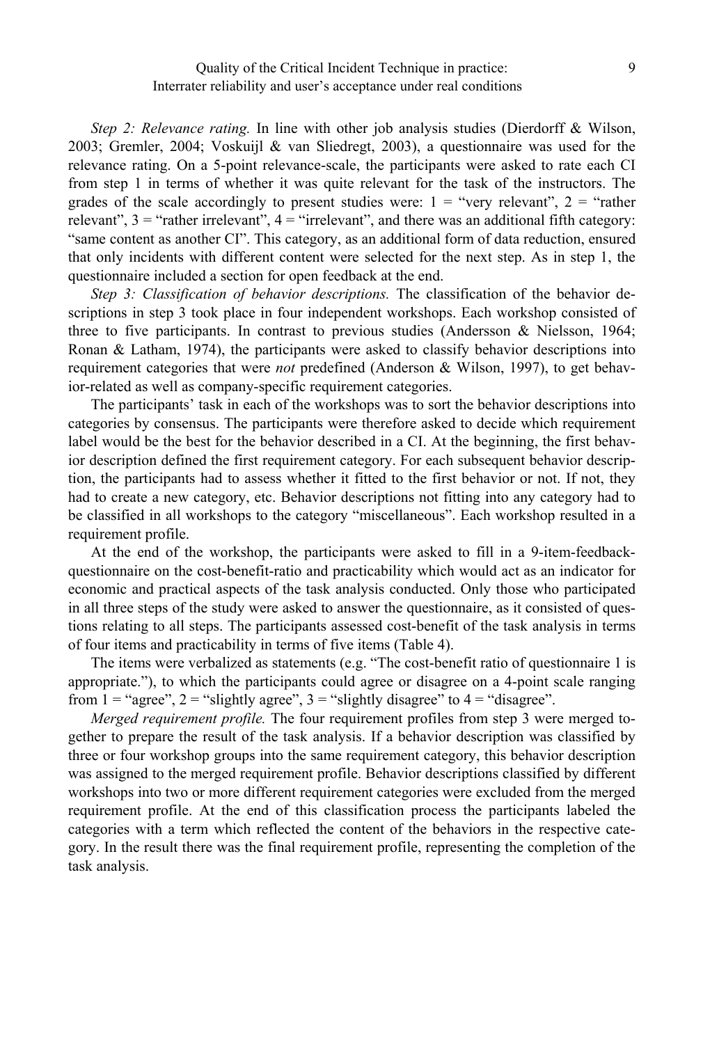*Step 2: Relevance rating.* In line with other job analysis studies (Dierdorff & Wilson, 2003; Gremler, 2004; Voskuijl & van Sliedregt, 2003), a questionnaire was used for the relevance rating. On a 5-point relevance-scale, the participants were asked to rate each CI from step 1 in terms of whether it was quite relevant for the task of the instructors. The grades of the scale accordingly to present studies were: 1 = "very relevant", 2 = "rather relevant", 3 = "rather irrelevant", 4 = "irrelevant", and there was an additional fifth category: "same content as another CI". This category, as an additional form of data reduction, ensured that only incidents with different content were selected for the next step. As in step 1, the questionnaire included a section for open feedback at the end.

*Step 3: Classification of behavior descriptions.* The classification of the behavior descriptions in step 3 took place in four independent workshops. Each workshop consisted of three to five participants. In contrast to previous studies (Andersson & Nielsson, 1964; Ronan & Latham, 1974), the participants were asked to classify behavior descriptions into requirement categories that were *not* predefined (Anderson & Wilson, 1997), to get behavior-related as well as company-specific requirement categories.

The participants' task in each of the workshops was to sort the behavior descriptions into categories by consensus. The participants were therefore asked to decide which requirement label would be the best for the behavior described in a CI. At the beginning, the first behavior description defined the first requirement category. For each subsequent behavior description, the participants had to assess whether it fitted to the first behavior or not. If not, they had to create a new category, etc. Behavior descriptions not fitting into any category had to be classified in all workshops to the category "miscellaneous". Each workshop resulted in a requirement profile.

At the end of the workshop, the participants were asked to fill in a 9-item-feedback-questionnaire on the cost-benefit-ratio and practicability which would act as an indicator for economic and practical aspects of the task analysis conducted. Only those who participated in all three steps of the study were asked to answer the questionnaire, as it consisted of questions relating to all steps. The participants assessed cost-benefit of the task analysis in terms of four items and practicability in terms of five items (Table 4).

The items were verbalized as statements (e.g. "The cost-benefit ratio of questionnaire 1 is appropriate."), to which the participants could agree or disagree on a 4-point scale ranging from 1 = "agree", 2 = "slightly agree", 3 = "slightly disagree" to 4 = "disagree".

*Merged requirement profile.* The four requirement profiles from step 3 were merged together to prepare the result of the task analysis. If a behavior description was classified by three or four workshop groups into the same requirement category, this behavior description was assigned to the merged requirement profile. Behavior descriptions classified by different workshops into two or more different requirement categories were excluded from the merged requirement profile. At the end of this classification process the participants labeled the categories with a term which reflected the content of the behaviors in the respective category. In the result there was the final requirement profile, representing the completion of the task analysis.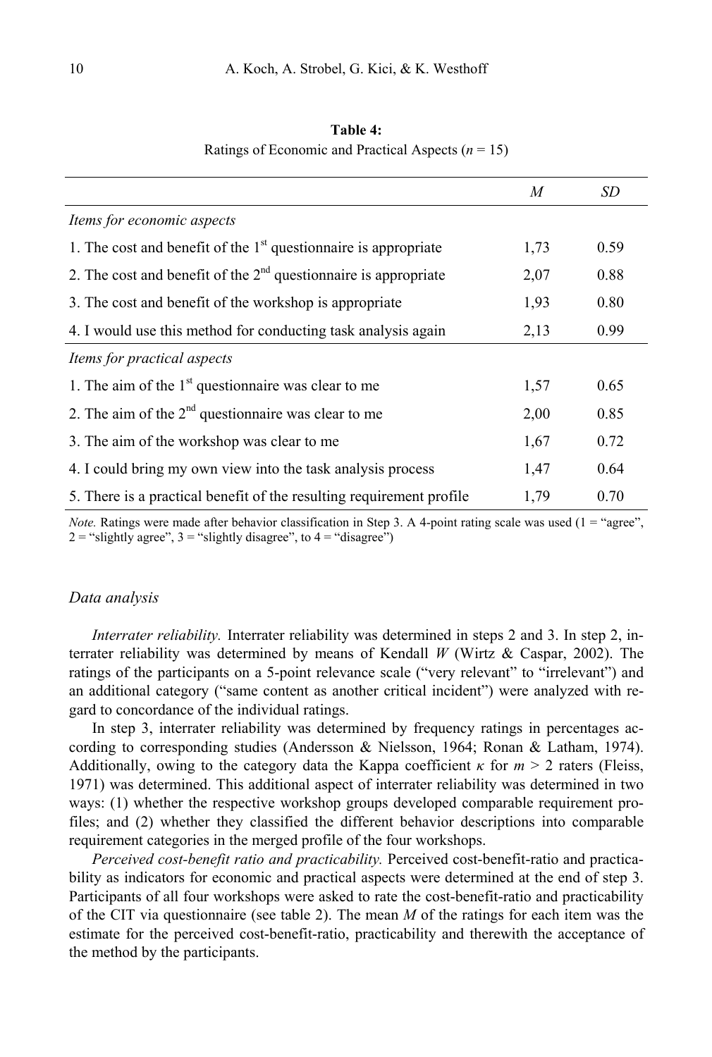**Table 4:**
Ratings of Economic and Practical Aspects ($n$ = 15)

| | $M$ | $SD$ |
|---|---|---|
| *Items for economic aspects* | | |
| 1. The cost and benefit of the 1st questionnaire is appropriate | 1,73 | 0.59 |
| 2. The cost and benefit of the 2nd questionnaire is appropriate | 2,07 | 0.88 |
| 3. The cost and benefit of the workshop is appropriate | 1,93 | 0.80 |
| 4. I would use this method for conducting task analysis again | 2,13 | 0.99 |
| *Items for practical aspects* | | |
| 1. The aim of the 1st questionnaire was clear to me | 1,57 | 0.65 |
| 2. The aim of the 2nd questionnaire was clear to me | 2,00 | 0.85 |
| 3. The aim of the workshop was clear to me | 1,67 | 0.72 |
| 4. I could bring my own view into the task analysis process | 1,47 | 0.64 |
| 5. There is a practical benefit of the resulting requirement profile | 1,79 | 0.70 |

*Note.* Ratings were made after behavior classification in Step 3. A 4-point rating scale was used (1 = "agree", 2 = "slightly agree", 3 = "slightly disagree", to 4 = "disagree")

### *Data analysis*

*Interrater reliability.* Interrater reliability was determined in steps 2 and 3. In step 2, interrater reliability was determined by means of Kendall $W$ (Wirtz & Caspar, 2002). The ratings of the participants on a 5-point relevance scale ("very relevant" to "irrelevant") and an additional category ("same content as another critical incident") were analyzed with regard to concordance of the individual ratings.

In step 3, interrater reliability was determined by frequency ratings in percentages according to corresponding studies (Andersson & Nielsson, 1964; Ronan & Latham, 1974). Additionally, owing to the category data the Kappa coefficient $\kappa$ for $m > 2$ raters (Fleiss, 1971) was determined. This additional aspect of interrater reliability was determined in two ways: (1) whether the respective workshop groups developed comparable requirement profiles; and (2) whether they classified the different behavior descriptions into comparable requirement categories in the merged profile of the four workshops.

*Perceived cost-benefit ratio and practicability.* Perceived cost-benefit-ratio and practicability as indicators for economic and practical aspects were determined at the end of step 3. Participants of all four workshops were asked to rate the cost-benefit-ratio and practicability of the CIT via questionnaire (see table 2). The mean $M$ of the ratings for each item was the estimate for the perceived cost-benefit-ratio, practicability and therewith the acceptance of the method by the participants.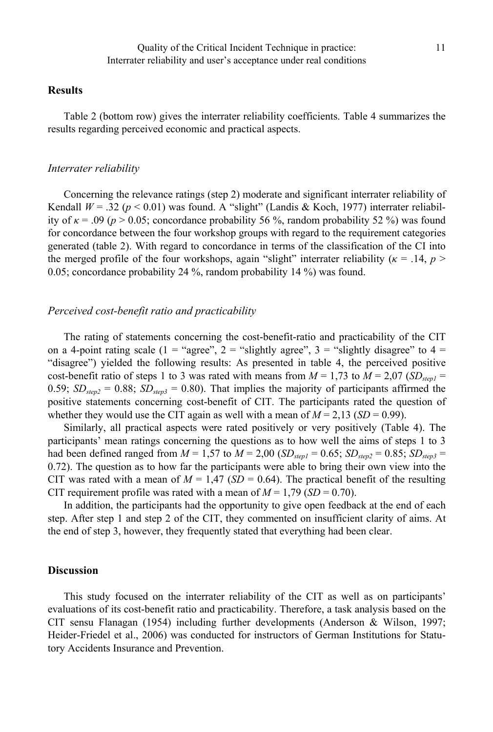## Results

Table 2 (bottom row) gives the interrater reliability coefficients. Table 4 summarizes the results regarding perceived economic and practical aspects.

### *Interrater reliability*

Concerning the relevance ratings (step 2) moderate and significant interrater reliability of Kendall $W = .32$ ($p < 0.01$) was found. A "slight" (Landis & Koch, 1977) interrater reliability of $\kappa = .09$ ($p > 0.05$; concordance probability 56 %, random probability 52 %) was found for concordance between the four workshop groups with regard to the requirement categories generated (table 2). With regard to concordance in terms of the classification of the CI into the merged profile of the four workshops, again "slight" interrater reliability ($\kappa = .14$, $p > 0.05$; concordance probability 24 %, random probability 14 %) was found.

### *Perceived cost-benefit ratio and practicability*

The rating of statements concerning the cost-benefit-ratio and practicability of the CIT on a 4-point rating scale (1 = "agree", 2 = "slightly agree", 3 = "slightly disagree" to 4 = "disagree") yielded the following results: As presented in table 4, the perceived positive cost-benefit ratio of steps 1 to 3 was rated with means from $M = 1{,}73$ to $M = 2{,}07$ ($SD_{step1} = 0.59$; $SD_{step2} = 0.88$; $SD_{step3} = 0.80$). That implies the majority of participants affirmed the positive statements concerning cost-benefit of CIT. The participants rated the question of whether they would use the CIT again as well with a mean of $M = 2{,}13$ ($SD = 0.99$).

Similarly, all practical aspects were rated positively or very positively (Table 4). The participants' mean ratings concerning the questions as to how well the aims of steps 1 to 3 had been defined ranged from $M = 1{,}57$ to $M = 2{,}00$ ($SD_{step1} = 0.65$; $SD_{step2} = 0.85$; $SD_{step3} = 0.72$). The question as to how far the participants were able to bring their own view into the CIT was rated with a mean of $M = 1{,}47$ ($SD = 0.64$). The practical benefit of the resulting CIT requirement profile was rated with a mean of $M = 1{,}79$ ($SD = 0.70$).

In addition, the participants had the opportunity to give open feedback at the end of each step. After step 1 and step 2 of the CIT, they commented on insufficient clarity of aims. At the end of step 3, however, they frequently stated that everything had been clear.

## Discussion

This study focused on the interrater reliability of the CIT as well as on participants' evaluations of its cost-benefit ratio and practicability. Therefore, a task analysis based on the CIT sensu Flanagan (1954) including further developments (Anderson & Wilson, 1997; Heider-Friedel et al., 2006) was conducted for instructors of German Institutions for Statutory Accidents Insurance and Prevention.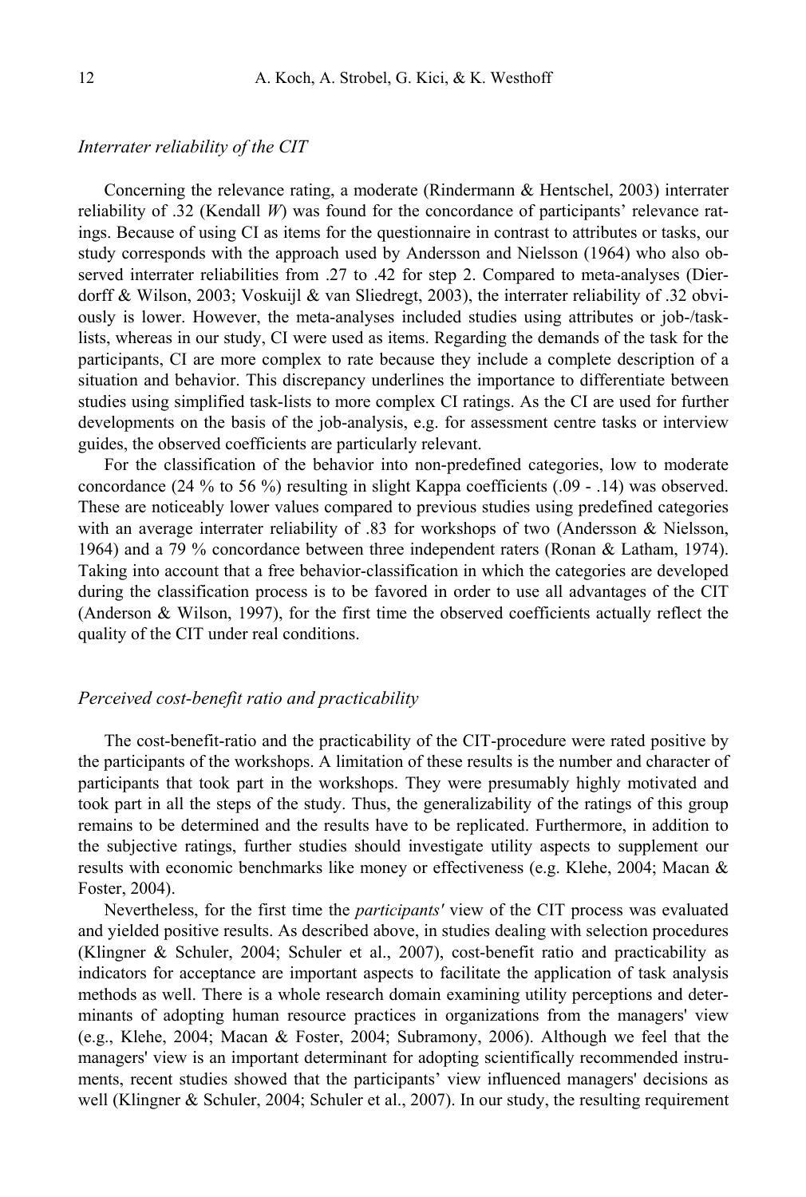### *Interrater reliability of the CIT*

Concerning the relevance rating, a moderate (Rindermann & Hentschel, 2003) interrater reliability of .32 (Kendall *W*) was found for the concordance of participants' relevance ratings. Because of using CI as items for the questionnaire in contrast to attributes or tasks, our study corresponds with the approach used by Andersson and Nielsson (1964) who also observed interrater reliabilities from .27 to .42 for step 2. Compared to meta-analyses (Dierdorff & Wilson, 2003; Voskuijl & van Sliedregt, 2003), the interrater reliability of .32 obviously is lower. However, the meta-analyses included studies using attributes or job-/task-lists, whereas in our study, CI were used as items. Regarding the demands of the task for the participants, CI are more complex to rate because they include a complete description of a situation and behavior. This discrepancy underlines the importance to differentiate between studies using simplified task-lists to more complex CI ratings. As the CI are used for further developments on the basis of the job-analysis, e.g. for assessment centre tasks or interview guides, the observed coefficients are particularly relevant.

For the classification of the behavior into non-predefined categories, low to moderate concordance (24 % to 56 %) resulting in slight Kappa coefficients (.09 - .14) was observed. These are noticeably lower values compared to previous studies using predefined categories with an average interrater reliability of .83 for workshops of two (Andersson & Nielsson, 1964) and a 79 % concordance between three independent raters (Ronan & Latham, 1974). Taking into account that a free behavior-classification in which the categories are developed during the classification process is to be favored in order to use all advantages of the CIT (Anderson & Wilson, 1997), for the first time the observed coefficients actually reflect the quality of the CIT under real conditions.

### *Perceived cost-benefit ratio and practicability*

The cost-benefit-ratio and the practicability of the CIT-procedure were rated positive by the participants of the workshops. A limitation of these results is the number and character of participants that took part in the workshops. They were presumably highly motivated and took part in all the steps of the study. Thus, the generalizability of the ratings of this group remains to be determined and the results have to be replicated. Furthermore, in addition to the subjective ratings, further studies should investigate utility aspects to supplement our results with economic benchmarks like money or effectiveness (e.g. Klehe, 2004; Macan & Foster, 2004).

Nevertheless, for the first time the *participants'* view of the CIT process was evaluated and yielded positive results. As described above, in studies dealing with selection procedures (Klingner & Schuler, 2004; Schuler et al., 2007), cost-benefit ratio and practicability as indicators for acceptance are important aspects to facilitate the application of task analysis methods as well. There is a whole research domain examining utility perceptions and determinants of adopting human resource practices in organizations from the managers' view (e.g., Klehe, 2004; Macan & Foster, 2004; Subramony, 2006). Although we feel that the managers' view is an important determinant for adopting scientifically recommended instruments, recent studies showed that the participants' view influenced managers' decisions as well (Klingner & Schuler, 2004; Schuler et al., 2007). In our study, the resulting requirement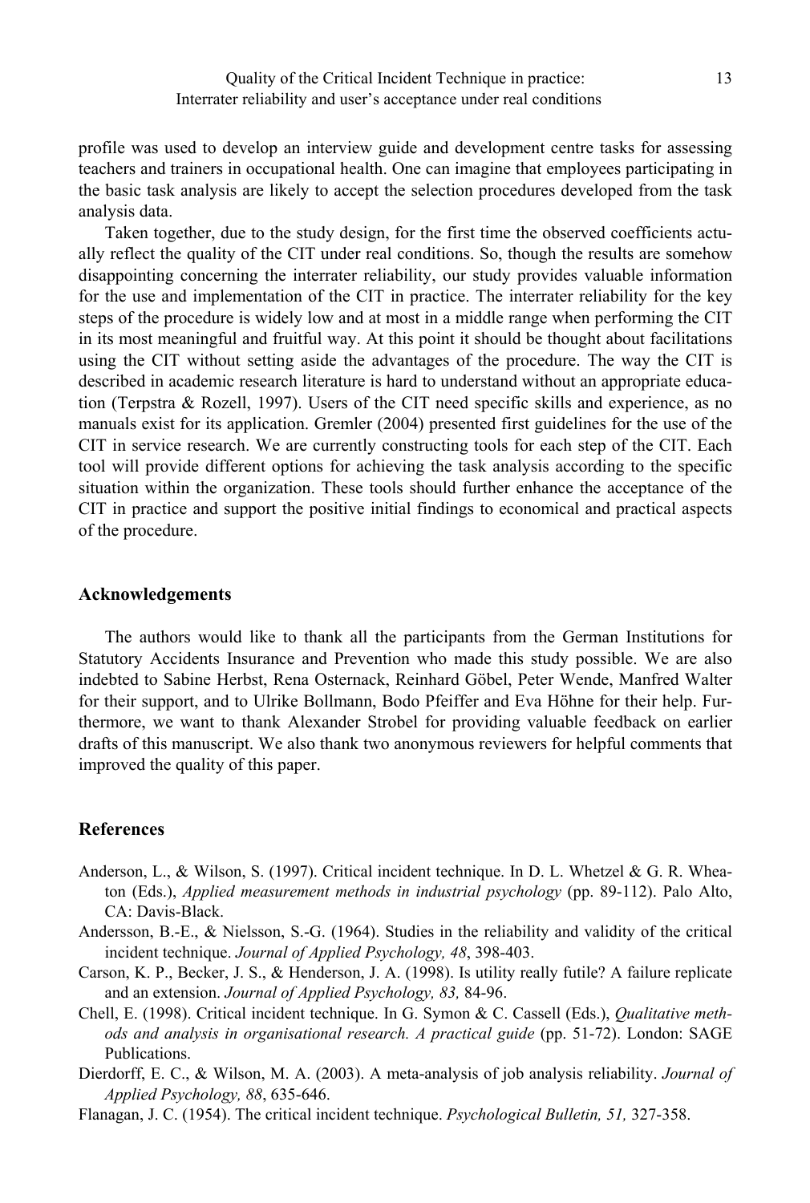profile was used to develop an interview guide and development centre tasks for assessing teachers and trainers in occupational health. One can imagine that employees participating in the basic task analysis are likely to accept the selection procedures developed from the task analysis data.

Taken together, due to the study design, for the first time the observed coefficients actually reflect the quality of the CIT under real conditions. So, though the results are somehow disappointing concerning the interrater reliability, our study provides valuable information for the use and implementation of the CIT in practice. The interrater reliability for the key steps of the procedure is widely low and at most in a middle range when performing the CIT in its most meaningful and fruitful way. At this point it should be thought about facilitations using the CIT without setting aside the advantages of the procedure. The way the CIT is described in academic research literature is hard to understand without an appropriate education (Terpstra & Rozell, 1997). Users of the CIT need specific skills and experience, as no manuals exist for its application. Gremler (2004) presented first guidelines for the use of the CIT in service research. We are currently constructing tools for each step of the CIT. Each tool will provide different options for achieving the task analysis according to the specific situation within the organization. These tools should further enhance the acceptance of the CIT in practice and support the positive initial findings to economical and practical aspects of the procedure.

## Acknowledgements

The authors would like to thank all the participants from the German Institutions for Statutory Accidents Insurance and Prevention who made this study possible. We are also indebted to Sabine Herbst, Rena Osternack, Reinhard Göbel, Peter Wende, Manfred Walter for their support, and to Ulrike Bollmann, Bodo Pfeiffer and Eva Höhne for their help. Furthermore, we want to thank Alexander Strobel for providing valuable feedback on earlier drafts of this manuscript. We also thank two anonymous reviewers for helpful comments that improved the quality of this paper.

## References

Anderson, L., & Wilson, S. (1997). Critical incident technique. In D. L. Whetzel & G. R. Wheaton (Eds.), *Applied measurement methods in industrial psychology* (pp. 89-112). Palo Alto, CA: Davis-Black.

Andersson, B.-E., & Nielsson, S.-G. (1964). Studies in the reliability and validity of the critical incident technique. *Journal of Applied Psychology, 48*, 398-403.

Carson, K. P., Becker, J. S., & Henderson, J. A. (1998). Is utility really futile? A failure replicate and an extension. *Journal of Applied Psychology, 83,* 84-96.

Chell, E. (1998). Critical incident technique. In G. Symon & C. Cassell (Eds.), *Qualitative methods and analysis in organisational research. A practical guide* (pp. 51-72). London: SAGE Publications.

Dierdorff, E. C., & Wilson, M. A. (2003). A meta-analysis of job analysis reliability. *Journal of Applied Psychology, 88*, 635-646.

Flanagan, J. C. (1954). The critical incident technique. *Psychological Bulletin, 51,* 327-358.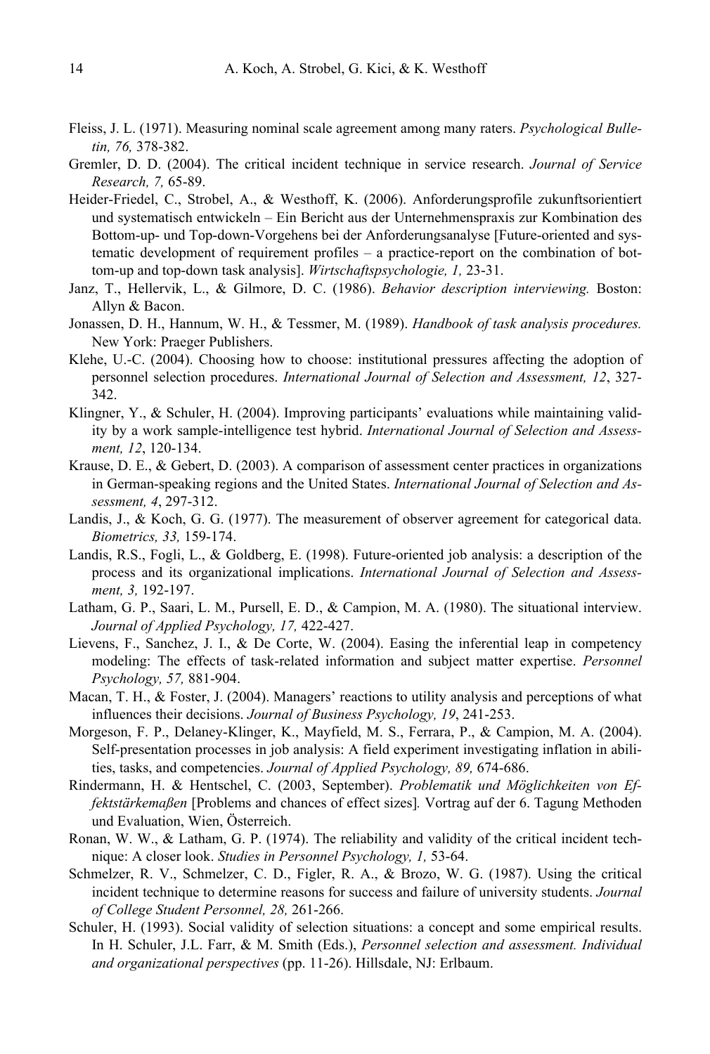Fleiss, J. L. (1971). Measuring nominal scale agreement among many raters. *Psychological Bulletin, 76,* 378-382.

Gremler, D. D. (2004). The critical incident technique in service research. *Journal of Service Research, 7,* 65-89.

Heider-Friedel, C., Strobel, A., & Westhoff, K. (2006). Anforderungsprofile zukunftsorientiert und systematisch entwickeln – Ein Bericht aus der Unternehmenspraxis zur Kombination des Bottom-up- und Top-down-Vorgehens bei der Anforderungsanalyse [Future-oriented and systematic development of requirement profiles – a practice-report on the combination of bottom-up and top-down task analysis]. *Wirtschaftspsychologie, 1,* 23-31.

Janz, T., Hellervik, L., & Gilmore, D. C. (1986). *Behavior description interviewing.* Boston: Allyn & Bacon.

Jonassen, D. H., Hannum, W. H., & Tessmer, M. (1989). *Handbook of task analysis procedures.* New York: Praeger Publishers.

Klehe, U.-C. (2004). Choosing how to choose: institutional pressures affecting the adoption of personnel selection procedures. *International Journal of Selection and Assessment, 12*, 327-342.

Klingner, Y., & Schuler, H. (2004). Improving participants' evaluations while maintaining validity by a work sample-intelligence test hybrid. *International Journal of Selection and Assessment, 12*, 120-134.

Krause, D. E., & Gebert, D. (2003). A comparison of assessment center practices in organizations in German-speaking regions and the United States. *International Journal of Selection and Assessment, 4*, 297-312.

Landis, J., & Koch, G. G. (1977). The measurement of observer agreement for categorical data. *Biometrics, 33,* 159-174.

Landis, R.S., Fogli, L., & Goldberg, E. (1998). Future-oriented job analysis: a description of the process and its organizational implications. *International Journal of Selection and Assessment, 3,* 192-197.

Latham, G. P., Saari, L. M., Pursell, E. D., & Campion, M. A. (1980). The situational interview. *Journal of Applied Psychology, 17,* 422-427.

Lievens, F., Sanchez, J. I., & De Corte, W. (2004). Easing the inferential leap in competency modeling: The effects of task-related information and subject matter expertise. *Personnel Psychology, 57,* 881-904.

Macan, T. H., & Foster, J. (2004). Managers' reactions to utility analysis and perceptions of what influences their decisions. *Journal of Business Psychology, 19*, 241-253.

Morgeson, F. P., Delaney-Klinger, K., Mayfield, M. S., Ferrara, P., & Campion, M. A. (2004). Self-presentation processes in job analysis: A field experiment investigating inflation in abilities, tasks, and competencies. *Journal of Applied Psychology, 89,* 674-686.

Rindermann, H. & Hentschel, C. (2003, September). *Problematik und Möglichkeiten von Effektstärkemaßen* [Problems and chances of effect sizes]*.* Vortrag auf der 6. Tagung Methoden und Evaluation, Wien, Österreich.

Ronan, W. W., & Latham, G. P. (1974). The reliability and validity of the critical incident technique: A closer look. *Studies in Personnel Psychology, 1,* 53-64.

Schmelzer, R. V., Schmelzer, C. D., Figler, R. A., & Brozo, W. G. (1987). Using the critical incident technique to determine reasons for success and failure of university students. *Journal of College Student Personnel, 28,* 261-266.

Schuler, H. (1993). Social validity of selection situations: a concept and some empirical results. In H. Schuler, J.L. Farr, & M. Smith (Eds.), *Personnel selection and assessment. Individual and organizational perspectives* (pp. 11-26). Hillsdale, NJ: Erlbaum.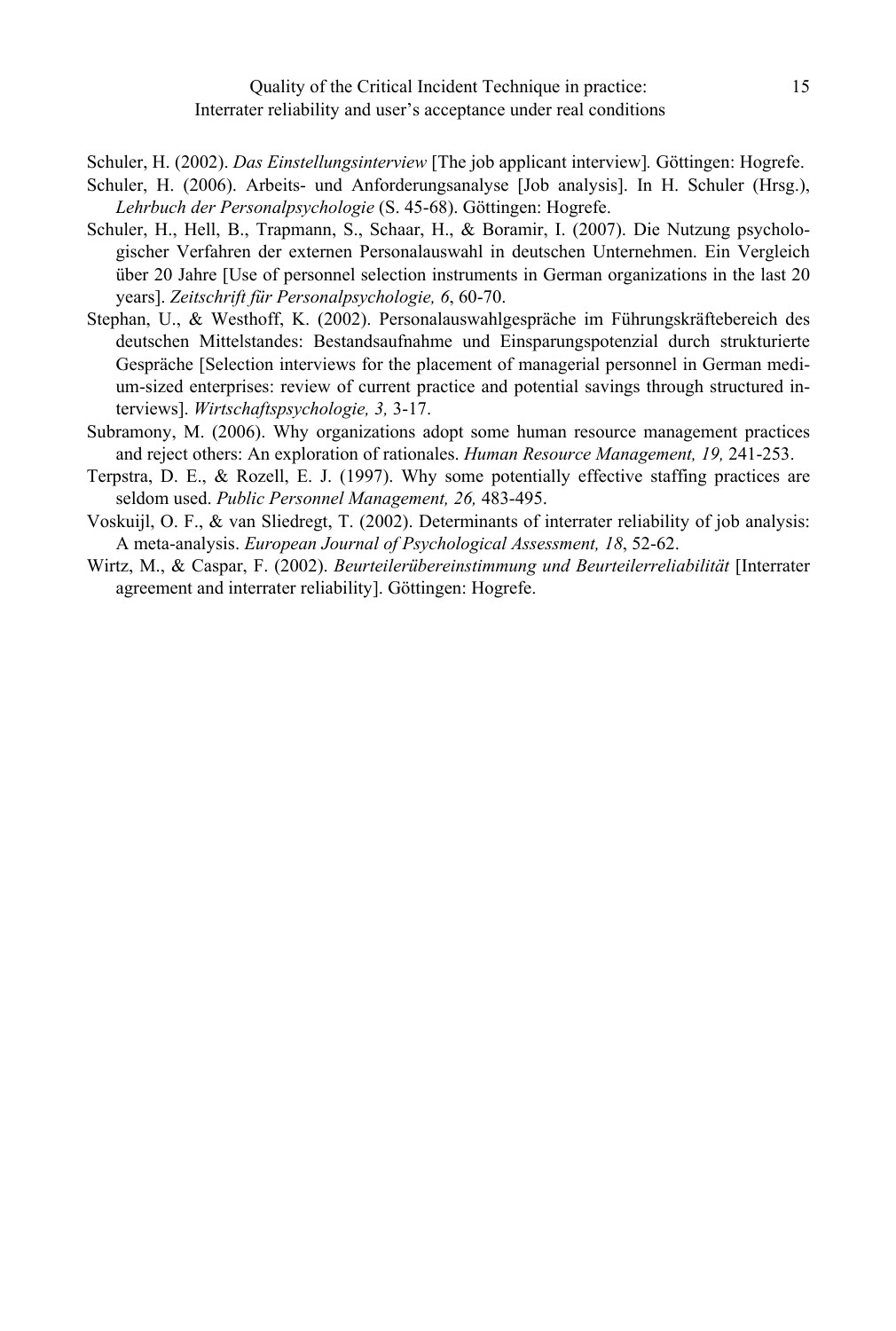Schuler, H. (2002). *Das Einstellungsinterview* [The job applicant interview]. Göttingen: Hogrefe.

Schuler, H. (2006). Arbeits- und Anforderungsanalyse [Job analysis]. In H. Schuler (Hrsg.), *Lehrbuch der Personalpsychologie* (S. 45-68). Göttingen: Hogrefe.

Schuler, H., Hell, B., Trapmann, S., Schaar, H., & Boramir, I. (2007). Die Nutzung psychologischer Verfahren der externen Personalauswahl in deutschen Unternehmen. Ein Vergleich über 20 Jahre [Use of personnel selection instruments in German organizations in the last 20 years]. *Zeitschrift für Personalpsychologie, 6*, 60-70.

Stephan, U., & Westhoff, K. (2002). Personalauswahlgespräche im Führungskräftebereich des deutschen Mittelstandes: Bestandsaufnahme und Einsparungspotenzial durch strukturierte Gespräche [Selection interviews for the placement of managerial personnel in German medium-sized enterprises: review of current practice and potential savings through structured interviews]. *Wirtschaftspsychologie, 3,* 3-17.

Subramony, M. (2006). Why organizations adopt some human resource management practices and reject others: An exploration of rationales. *Human Resource Management, 19,* 241-253.

Terpstra, D. E., & Rozell, E. J. (1997). Why some potentially effective staffing practices are seldom used. *Public Personnel Management, 26,* 483-495.

Voskuijl, O. F., & van Sliedregt, T. (2002). Determinants of interrater reliability of job analysis: A meta-analysis. *European Journal of Psychological Assessment, 18*, 52-62.

Wirtz, M., & Caspar, F. (2002). *Beurteilerübereinstimmung und Beurteilerreliabilität* [Interrater agreement and interrater reliability]. Göttingen: Hogrefe.